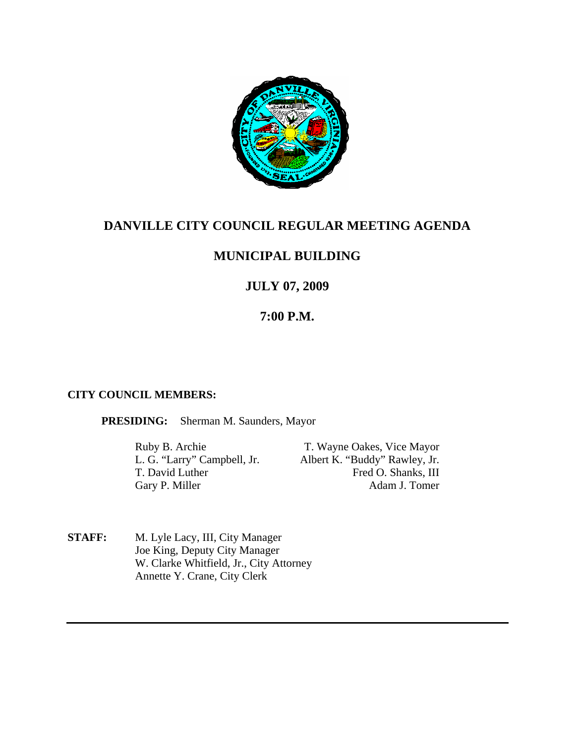# DANVILLE CITY COUNCIL REGULAR MEETING AGENDA

## MUNICIPAL BUILDING

## JULY 07, 2009

## 7:00 P.M.

**CITY COUNCIL MEMBERS:**

**PRESIDING:** Sherman M. Saunders, Mayor

| | |
|---|---|
| Ruby B. Archie | T. Wayne Oakes, Vice Mayor |
| L. G. "Larry" Campbell, Jr. | Albert K. "Buddy" Rawley, Jr. |
| T. David Luther | Fred O. Shanks, III |
| Gary P. Miller | Adam J. Tomer |

**STAFF:**

M. Lyle Lacy, III, City Manager
Joe King, Deputy City Manager
W. Clarke Whitfield, Jr., City Attorney
Annette Y. Crane, City Clerk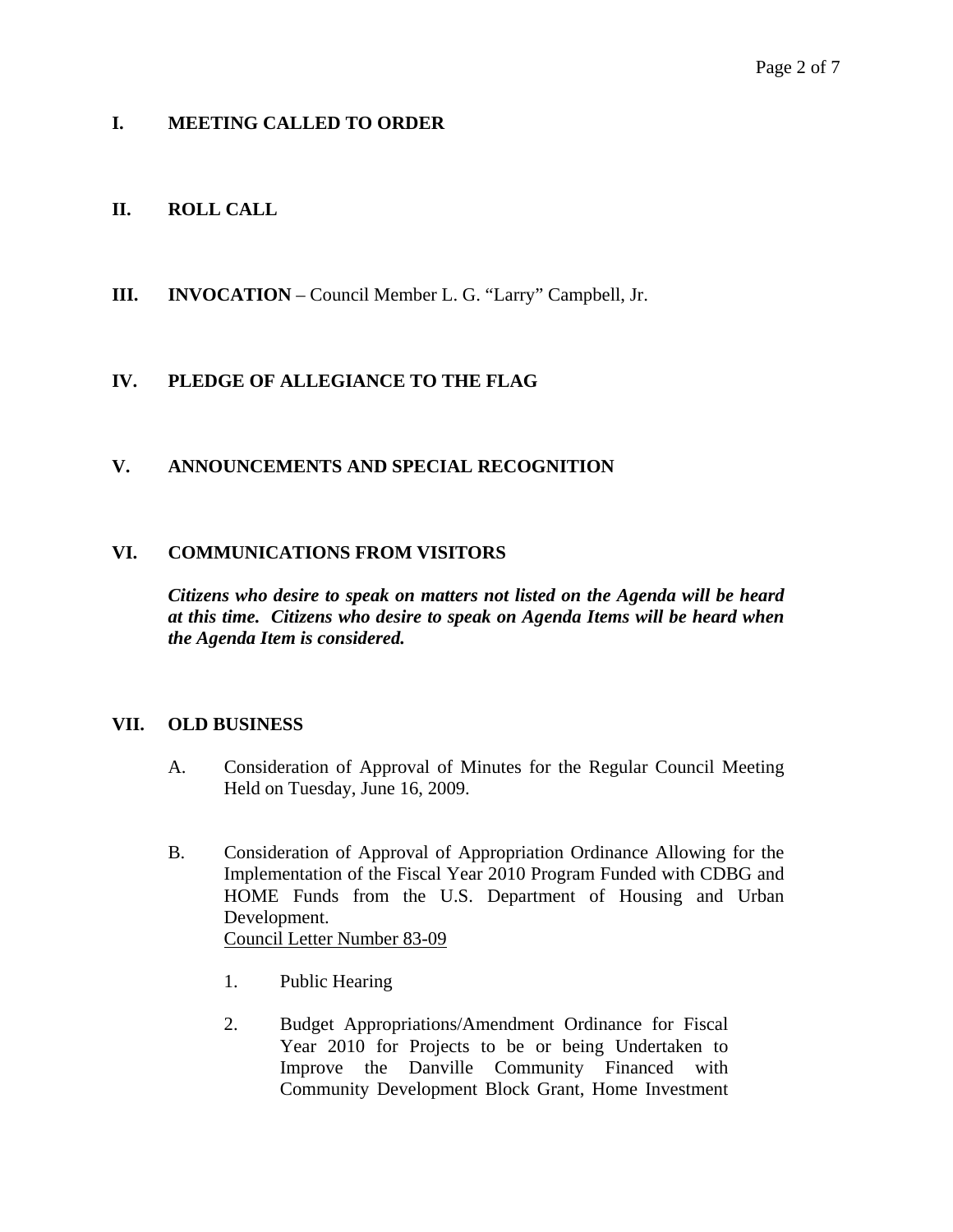## I. MEETING CALLED TO ORDER

## II. ROLL CALL

## III. INVOCATION – Council Member L. G. "Larry" Campbell, Jr.

## IV. PLEDGE OF ALLEGIANCE TO THE FLAG

## V. ANNOUNCEMENTS AND SPECIAL RECOGNITION

## VI. COMMUNICATIONS FROM VISITORS

***Citizens who desire to speak on matters not listed on the Agenda will be heard at this time. Citizens who desire to speak on Agenda Items will be heard when the Agenda Item is considered.***

## VII. OLD BUSINESS

A. Consideration of Approval of Minutes for the Regular Council Meeting Held on Tuesday, June 16, 2009.

B. Consideration of Approval of Appropriation Ordinance Allowing for the Implementation of the Fiscal Year 2010 Program Funded with CDBG and HOME Funds from the U.S. Department of Housing and Urban Development.
Council Letter Number 83-09

1. Public Hearing

2. Budget Appropriations/Amendment Ordinance for Fiscal Year 2010 for Projects to be or being Undertaken to Improve the Danville Community Financed with Community Development Block Grant, Home Investment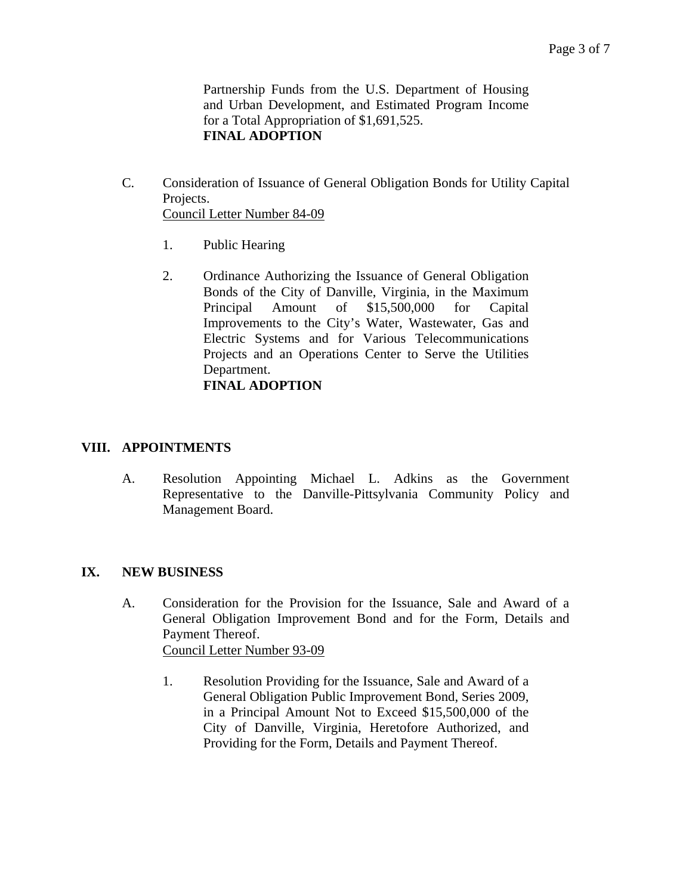Partnership Funds from the U.S. Department of Housing and Urban Development, and Estimated Program Income for a Total Appropriation of $1,691,525.
**FINAL ADOPTION**

C. Consideration of Issuance of General Obligation Bonds for Utility Capital Projects.
Council Letter Number 84-09

1. Public Hearing

2. Ordinance Authorizing the Issuance of General Obligation Bonds of the City of Danville, Virginia, in the Maximum Principal Amount of $15,500,000 for Capital Improvements to the City's Water, Wastewater, Gas and Electric Systems and for Various Telecommunications Projects and an Operations Center to Serve the Utilities Department.
**FINAL ADOPTION**

## VIII. APPOINTMENTS

A. Resolution Appointing Michael L. Adkins as the Government Representative to the Danville-Pittsylvania Community Policy and Management Board.

## IX. NEW BUSINESS

A. Consideration for the Provision for the Issuance, Sale and Award of a General Obligation Improvement Bond and for the Form, Details and Payment Thereof.
Council Letter Number 93-09

1. Resolution Providing for the Issuance, Sale and Award of a General Obligation Public Improvement Bond, Series 2009, in a Principal Amount Not to Exceed $15,500,000 of the City of Danville, Virginia, Heretofore Authorized, and Providing for the Form, Details and Payment Thereof.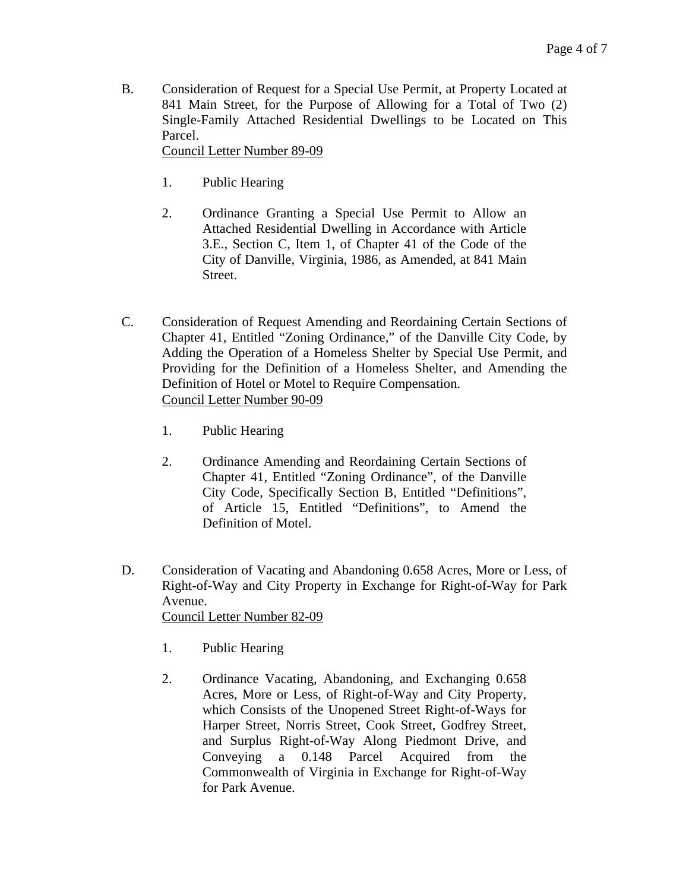B. Consideration of Request for a Special Use Permit, at Property Located at 841 Main Street, for the Purpose of Allowing for a Total of Two (2) Single-Family Attached Residential Dwellings to be Located on This Parcel.
Council Letter Number 89-09

1. Public Hearing

2. Ordinance Granting a Special Use Permit to Allow an Attached Residential Dwelling in Accordance with Article 3.E., Section C, Item 1, of Chapter 41 of the Code of the City of Danville, Virginia, 1986, as Amended, at 841 Main Street.

C. Consideration of Request Amending and Reordaining Certain Sections of Chapter 41, Entitled "Zoning Ordinance," of the Danville City Code, by Adding the Operation of a Homeless Shelter by Special Use Permit, and Providing for the Definition of a Homeless Shelter, and Amending the Definition of Hotel or Motel to Require Compensation.
Council Letter Number 90-09

1. Public Hearing

2. Ordinance Amending and Reordaining Certain Sections of Chapter 41, Entitled "Zoning Ordinance", of the Danville City Code, Specifically Section B, Entitled "Definitions", of Article 15, Entitled "Definitions", to Amend the Definition of Motel.

D. Consideration of Vacating and Abandoning 0.658 Acres, More or Less, of Right-of-Way and City Property in Exchange for Right-of-Way for Park Avenue.
Council Letter Number 82-09

1. Public Hearing

2. Ordinance Vacating, Abandoning, and Exchanging 0.658 Acres, More or Less, of Right-of-Way and City Property, which Consists of the Unopened Street Right-of-Ways for Harper Street, Norris Street, Cook Street, Godfrey Street, and Surplus Right-of-Way Along Piedmont Drive, and Conveying a 0.148 Parcel Acquired from the Commonwealth of Virginia in Exchange for Right-of-Way for Park Avenue.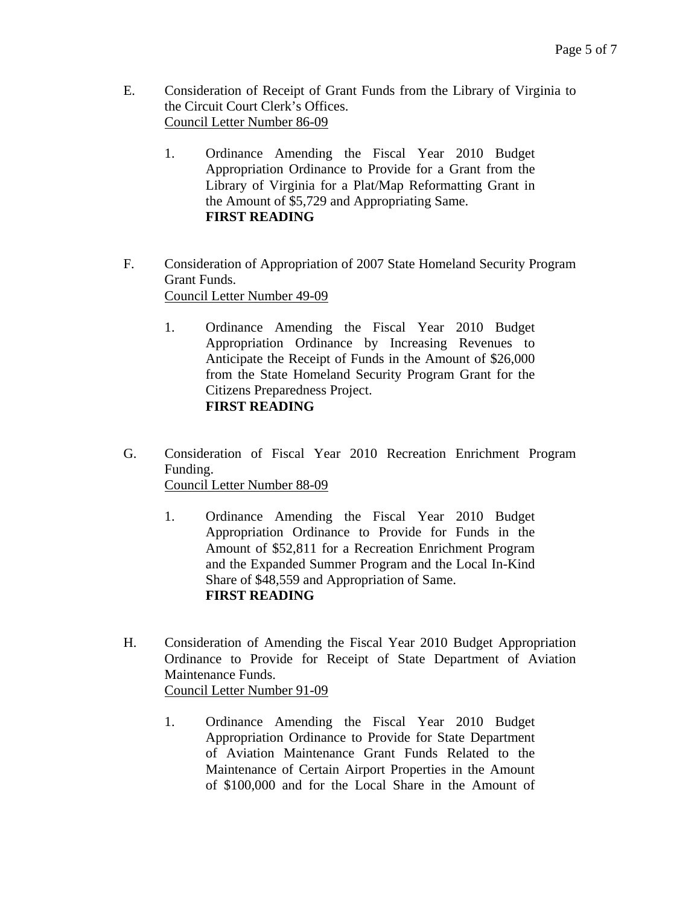E. Consideration of Receipt of Grant Funds from the Library of Virginia to the Circuit Court Clerk's Offices.
Council Letter Number 86-09

   1. Ordinance Amending the Fiscal Year 2010 Budget Appropriation Ordinance to Provide for a Grant from the Library of Virginia for a Plat/Map Reformatting Grant in the Amount of $5,729 and Appropriating Same.
   **FIRST READING**

F. Consideration of Appropriation of 2007 State Homeland Security Program Grant Funds.
Council Letter Number 49-09

   1. Ordinance Amending the Fiscal Year 2010 Budget Appropriation Ordinance by Increasing Revenues to Anticipate the Receipt of Funds in the Amount of $26,000 from the State Homeland Security Program Grant for the Citizens Preparedness Project.
   **FIRST READING**

G. Consideration of Fiscal Year 2010 Recreation Enrichment Program Funding.
Council Letter Number 88-09

   1. Ordinance Amending the Fiscal Year 2010 Budget Appropriation Ordinance to Provide for Funds in the Amount of $52,811 for a Recreation Enrichment Program and the Expanded Summer Program and the Local In-Kind Share of $48,559 and Appropriation of Same.
   **FIRST READING**

H. Consideration of Amending the Fiscal Year 2010 Budget Appropriation Ordinance to Provide for Receipt of State Department of Aviation Maintenance Funds.
Council Letter Number 91-09

   1. Ordinance Amending the Fiscal Year 2010 Budget Appropriation Ordinance to Provide for State Department of Aviation Maintenance Grant Funds Related to the Maintenance of Certain Airport Properties in the Amount of $100,000 and for the Local Share in the Amount of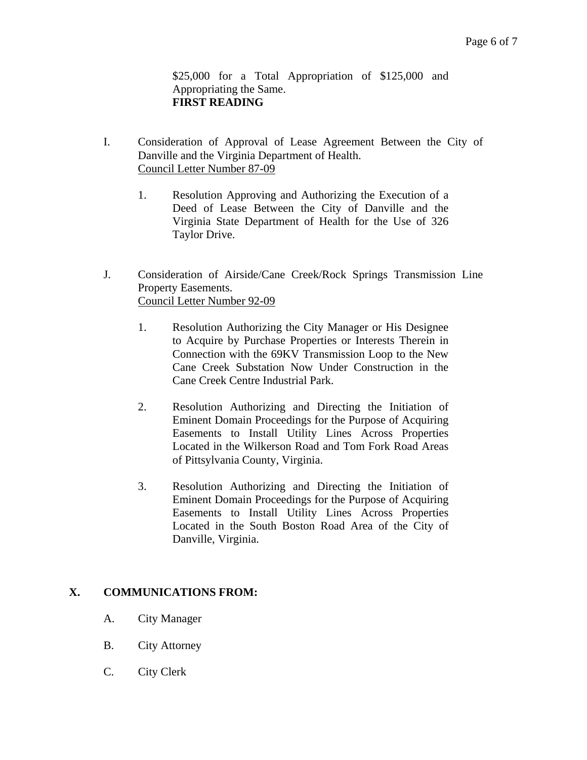$25,000 for a Total Appropriation of $125,000 and Appropriating the Same.
**FIRST READING**

I. Consideration of Approval of Lease Agreement Between the City of Danville and the Virginia Department of Health.
<u>Council Letter Number 87-09</u>

  1. Resolution Approving and Authorizing the Execution of a Deed of Lease Between the City of Danville and the Virginia State Department of Health for the Use of 326 Taylor Drive.

J. Consideration of Airside/Cane Creek/Rock Springs Transmission Line Property Easements.
<u>Council Letter Number 92-09</u>

  1. Resolution Authorizing the City Manager or His Designee to Acquire by Purchase Properties or Interests Therein in Connection with the 69KV Transmission Loop to the New Cane Creek Substation Now Under Construction in the Cane Creek Centre Industrial Park.

  2. Resolution Authorizing and Directing the Initiation of Eminent Domain Proceedings for the Purpose of Acquiring Easements to Install Utility Lines Across Properties Located in the Wilkerson Road and Tom Fork Road Areas of Pittsylvania County, Virginia.

  3. Resolution Authorizing and Directing the Initiation of Eminent Domain Proceedings for the Purpose of Acquiring Easements to Install Utility Lines Across Properties Located in the South Boston Road Area of the City of Danville, Virginia.

## X. COMMUNICATIONS FROM:

A. City Manager

B. City Attorney

C. City Clerk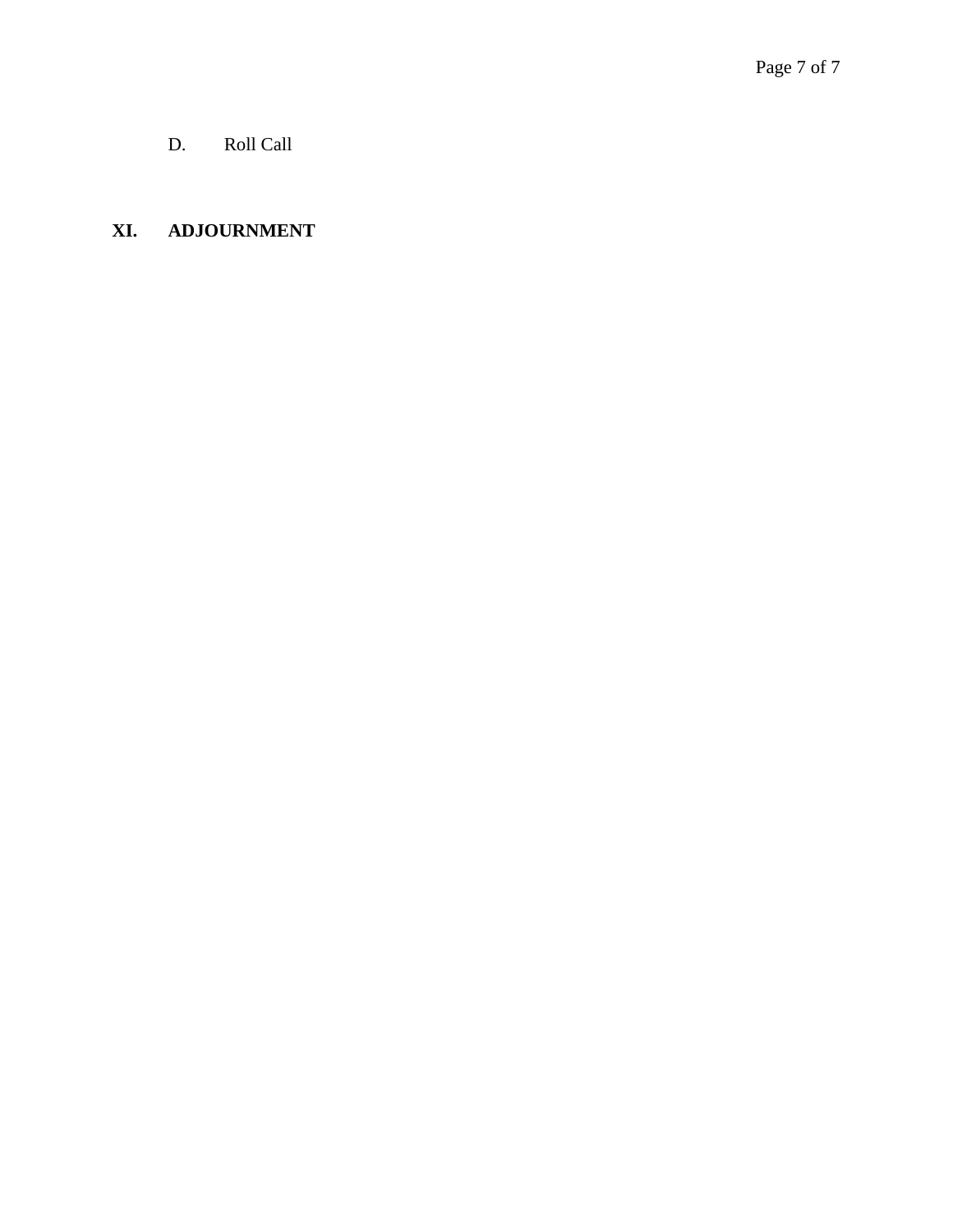D. Roll Call

## XI. ADJOURNMENT